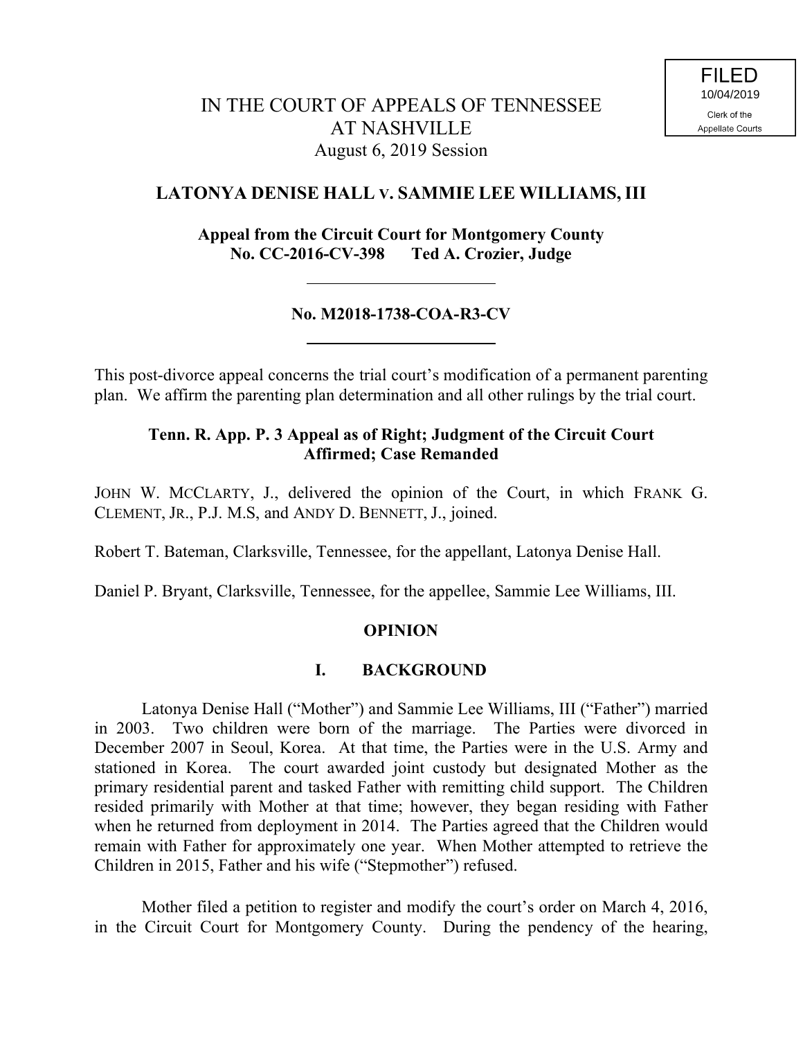FILED
10/04/2019
Clerk of the
Appellate Courts

# IN THE COURT OF APPEALS OF TENNESSEE AT NASHVILLE
August 6, 2019 Session

## LATONYA DENISE HALL v. SAMMIE LEE WILLIAMS, III

**Appeal from the Circuit Court for Montgomery County**
**No. CC-2016-CV-398 Ted A. Crozier, Judge**

---

**No. M2018-1738-COA-R3-CV**

---

This post-divorce appeal concerns the trial court's modification of a permanent parenting plan. We affirm the parenting plan determination and all other rulings by the trial court.

**Tenn. R. App. P. 3 Appeal as of Right; Judgment of the Circuit Court Affirmed; Case Remanded**

JOHN W. MCCLARTY, J., delivered the opinion of the Court, in which FRANK G. CLEMENT, JR., P.J. M.S, and ANDY D. BENNETT, J., joined.

Robert T. Bateman, Clarksville, Tennessee, for the appellant, Latonya Denise Hall.

Daniel P. Bryant, Clarksville, Tennessee, for the appellee, Sammie Lee Williams, III.

## OPINION

### I. BACKGROUND

Latonya Denise Hall ("Mother") and Sammie Lee Williams, III ("Father") married in 2003. Two children were born of the marriage. The Parties were divorced in December 2007 in Seoul, Korea. At that time, the Parties were in the U.S. Army and stationed in Korea. The court awarded joint custody but designated Mother as the primary residential parent and tasked Father with remitting child support. The Children resided primarily with Mother at that time; however, they began residing with Father when he returned from deployment in 2014. The Parties agreed that the Children would remain with Father for approximately one year. When Mother attempted to retrieve the Children in 2015, Father and his wife ("Stepmother") refused.

Mother filed a petition to register and modify the court's order on March 4, 2016, in the Circuit Court for Montgomery County. During the pendency of the hearing,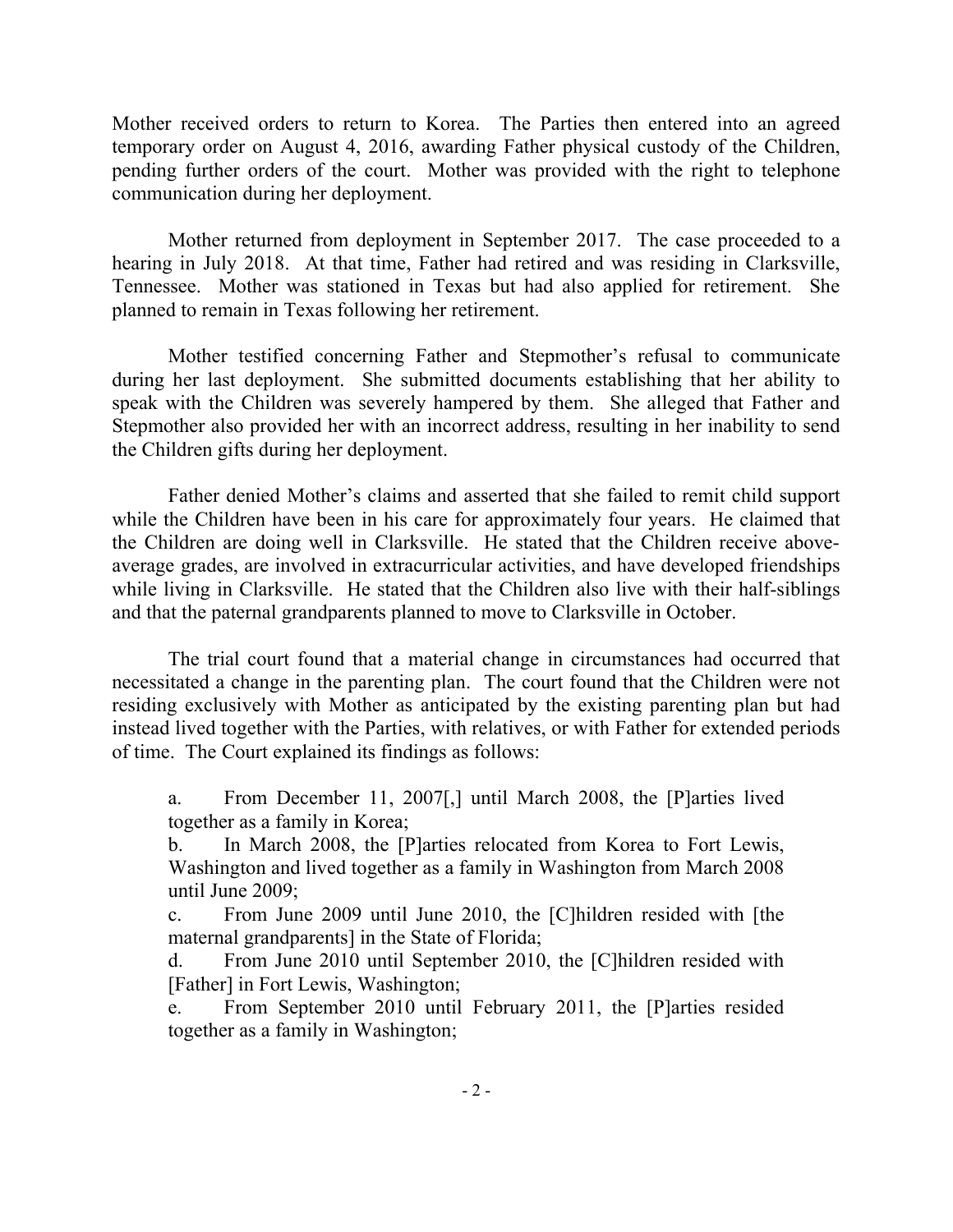Mother received orders to return to Korea. The Parties then entered into an agreed temporary order on August 4, 2016, awarding Father physical custody of the Children, pending further orders of the court. Mother was provided with the right to telephone communication during her deployment.

Mother returned from deployment in September 2017. The case proceeded to a hearing in July 2018. At that time, Father had retired and was residing in Clarksville, Tennessee. Mother was stationed in Texas but had also applied for retirement. She planned to remain in Texas following her retirement.

Mother testified concerning Father and Stepmother's refusal to communicate during her last deployment. She submitted documents establishing that her ability to speak with the Children was severely hampered by them. She alleged that Father and Stepmother also provided her with an incorrect address, resulting in her inability to send the Children gifts during her deployment.

Father denied Mother's claims and asserted that she failed to remit child support while the Children have been in his care for approximately four years. He claimed that the Children are doing well in Clarksville. He stated that the Children receive above-average grades, are involved in extracurricular activities, and have developed friendships while living in Clarksville. He stated that the Children also live with their half-siblings and that the paternal grandparents planned to move to Clarksville in October.

The trial court found that a material change in circumstances had occurred that necessitated a change in the parenting plan. The court found that the Children were not residing exclusively with Mother as anticipated by the existing parenting plan but had instead lived together with the Parties, with relatives, or with Father for extended periods of time. The Court explained its findings as follows:

> a. From December 11, 2007[,] until March 2008, the [P]arties lived together as a family in Korea;
>
> b. In March 2008, the [P]arties relocated from Korea to Fort Lewis, Washington and lived together as a family in Washington from March 2008 until June 2009;
>
> c. From June 2009 until June 2010, the [C]hildren resided with [the maternal grandparents] in the State of Florida;
>
> d. From June 2010 until September 2010, the [C]hildren resided with [Father] in Fort Lewis, Washington;
>
> e. From September 2010 until February 2011, the [P]arties resided together as a family in Washington;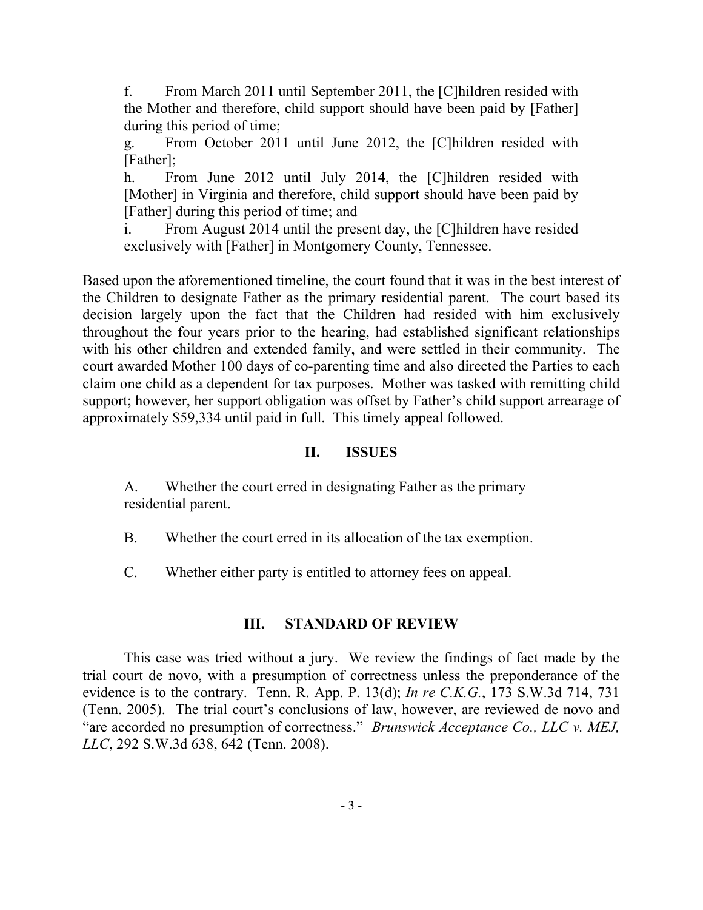f. From March 2011 until September 2011, the [C]hildren resided with the Mother and therefore, child support should have been paid by [Father] during this period of time;

g. From October 2011 until June 2012, the [C]hildren resided with [Father];

h. From June 2012 until July 2014, the [C]hildren resided with [Mother] in Virginia and therefore, child support should have been paid by [Father] during this period of time; and

i. From August 2014 until the present day, the [C]hildren have resided exclusively with [Father] in Montgomery County, Tennessee.

Based upon the aforementioned timeline, the court found that it was in the best interest of the Children to designate Father as the primary residential parent. The court based its decision largely upon the fact that the Children had resided with him exclusively throughout the four years prior to the hearing, had established significant relationships with his other children and extended family, and were settled in their community. The court awarded Mother 100 days of co-parenting time and also directed the Parties to each claim one child as a dependent for tax purposes. Mother was tasked with remitting child support; however, her support obligation was offset by Father's child support arrearage of approximately $59,334 until paid in full. This timely appeal followed.

## II. ISSUES

A. Whether the court erred in designating Father as the primary residential parent.

B. Whether the court erred in its allocation of the tax exemption.

C. Whether either party is entitled to attorney fees on appeal.

## III. STANDARD OF REVIEW

This case was tried without a jury. We review the findings of fact made by the trial court de novo, with a presumption of correctness unless the preponderance of the evidence is to the contrary. Tenn. R. App. P. 13(d); *In re C.K.G.*, 173 S.W.3d 714, 731 (Tenn. 2005). The trial court's conclusions of law, however, are reviewed de novo and "are accorded no presumption of correctness." *Brunswick Acceptance Co., LLC v. MEJ, LLC*, 292 S.W.3d 638, 642 (Tenn. 2008).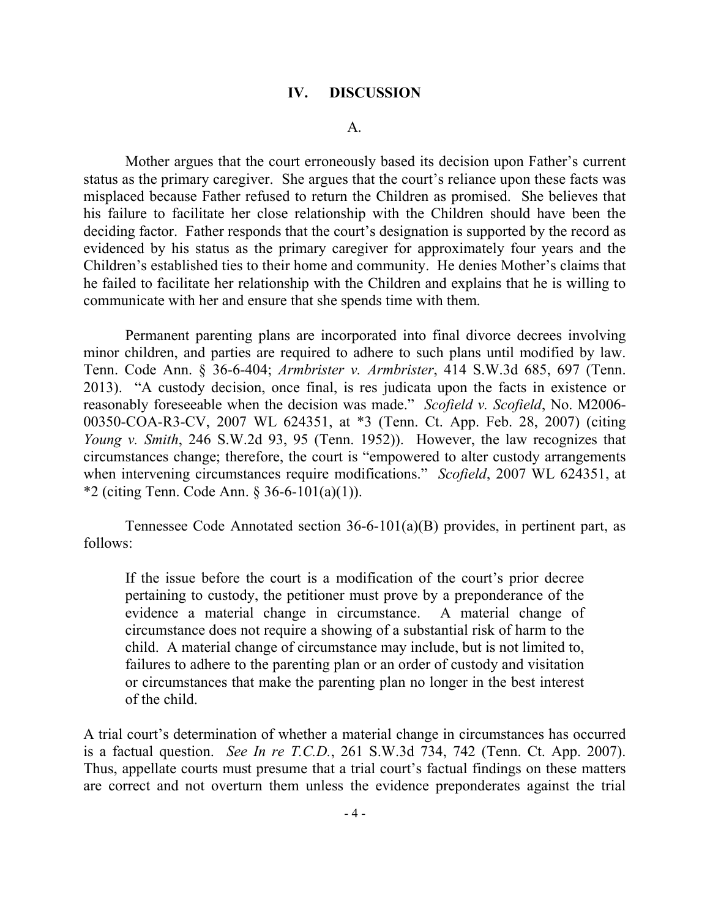## IV. DISCUSSION

### A.

Mother argues that the court erroneously based its decision upon Father's current status as the primary caregiver. She argues that the court's reliance upon these facts was misplaced because Father refused to return the Children as promised. She believes that his failure to facilitate her close relationship with the Children should have been the deciding factor. Father responds that the court's designation is supported by the record as evidenced by his status as the primary caregiver for approximately four years and the Children's established ties to their home and community. He denies Mother's claims that he failed to facilitate her relationship with the Children and explains that he is willing to communicate with her and ensure that she spends time with them.

Permanent parenting plans are incorporated into final divorce decrees involving minor children, and parties are required to adhere to such plans until modified by law. Tenn. Code Ann. § 36-6-404; *Armbrister v. Armbrister*, 414 S.W.3d 685, 697 (Tenn. 2013). "A custody decision, once final, is res judicata upon the facts in existence or reasonably foreseeable when the decision was made." *Scofield v. Scofield*, No. M2006-00350-COA-R3-CV, 2007 WL 624351, at *3 (Tenn. Ct. App. Feb. 28, 2007) (citing *Young v. Smith*, 246 S.W.2d 93, 95 (Tenn. 1952)). However, the law recognizes that circumstances change; therefore, the court is "empowered to alter custody arrangements when intervening circumstances require modifications." *Scofield*, 2007 WL 624351, at *2 (citing Tenn. Code Ann. § 36-6-101(a)(1)).

Tennessee Code Annotated section 36-6-101(a)(B) provides, in pertinent part, as follows:

> If the issue before the court is a modification of the court's prior decree pertaining to custody, the petitioner must prove by a preponderance of the evidence a material change in circumstance. A material change of circumstance does not require a showing of a substantial risk of harm to the child. A material change of circumstance may include, but is not limited to, failures to adhere to the parenting plan or an order of custody and visitation or circumstances that make the parenting plan no longer in the best interest of the child.

A trial court's determination of whether a material change in circumstances has occurred is a factual question. *See In re T.C.D.*, 261 S.W.3d 734, 742 (Tenn. Ct. App. 2007). Thus, appellate courts must presume that a trial court's factual findings on these matters are correct and not overturn them unless the evidence preponderates against the trial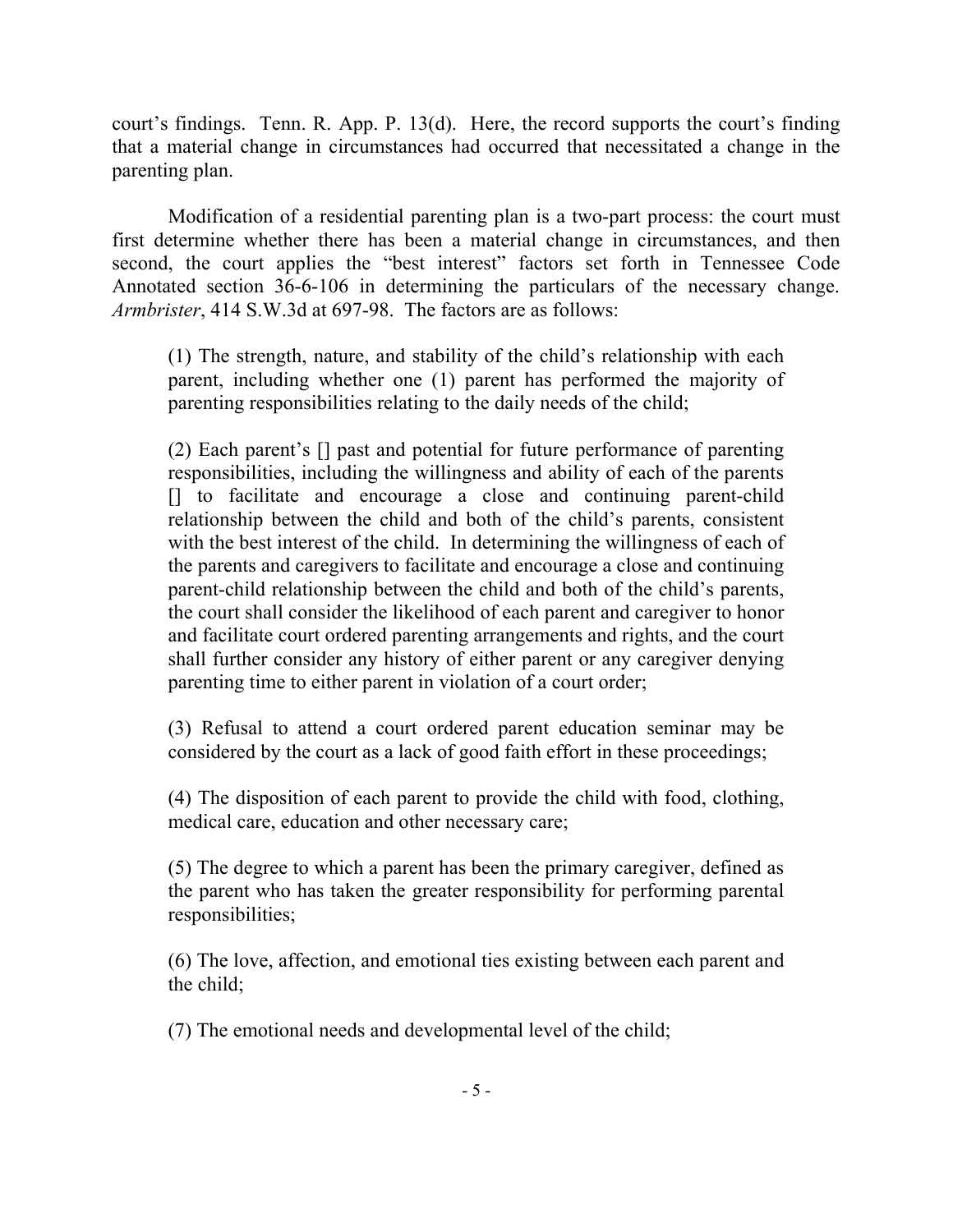court's findings. Tenn. R. App. P. 13(d). Here, the record supports the court's finding that a material change in circumstances had occurred that necessitated a change in the parenting plan.

Modification of a residential parenting plan is a two-part process: the court must first determine whether there has been a material change in circumstances, and then second, the court applies the "best interest" factors set forth in Tennessee Code Annotated section 36-6-106 in determining the particulars of the necessary change. *Armbrister*, 414 S.W.3d at 697-98. The factors are as follows:

> (1) The strength, nature, and stability of the child's relationship with each parent, including whether one (1) parent has performed the majority of parenting responsibilities relating to the daily needs of the child;
>
> (2) Each parent's [] past and potential for future performance of parenting responsibilities, including the willingness and ability of each of the parents [] to facilitate and encourage a close and continuing parent-child relationship between the child and both of the child's parents, consistent with the best interest of the child. In determining the willingness of each of the parents and caregivers to facilitate and encourage a close and continuing parent-child relationship between the child and both of the child's parents, the court shall consider the likelihood of each parent and caregiver to honor and facilitate court ordered parenting arrangements and rights, and the court shall further consider any history of either parent or any caregiver denying parenting time to either parent in violation of a court order;
>
> (3) Refusal to attend a court ordered parent education seminar may be considered by the court as a lack of good faith effort in these proceedings;
>
> (4) The disposition of each parent to provide the child with food, clothing, medical care, education and other necessary care;
>
> (5) The degree to which a parent has been the primary caregiver, defined as the parent who has taken the greater responsibility for performing parental responsibilities;
>
> (6) The love, affection, and emotional ties existing between each parent and the child;
>
> (7) The emotional needs and developmental level of the child;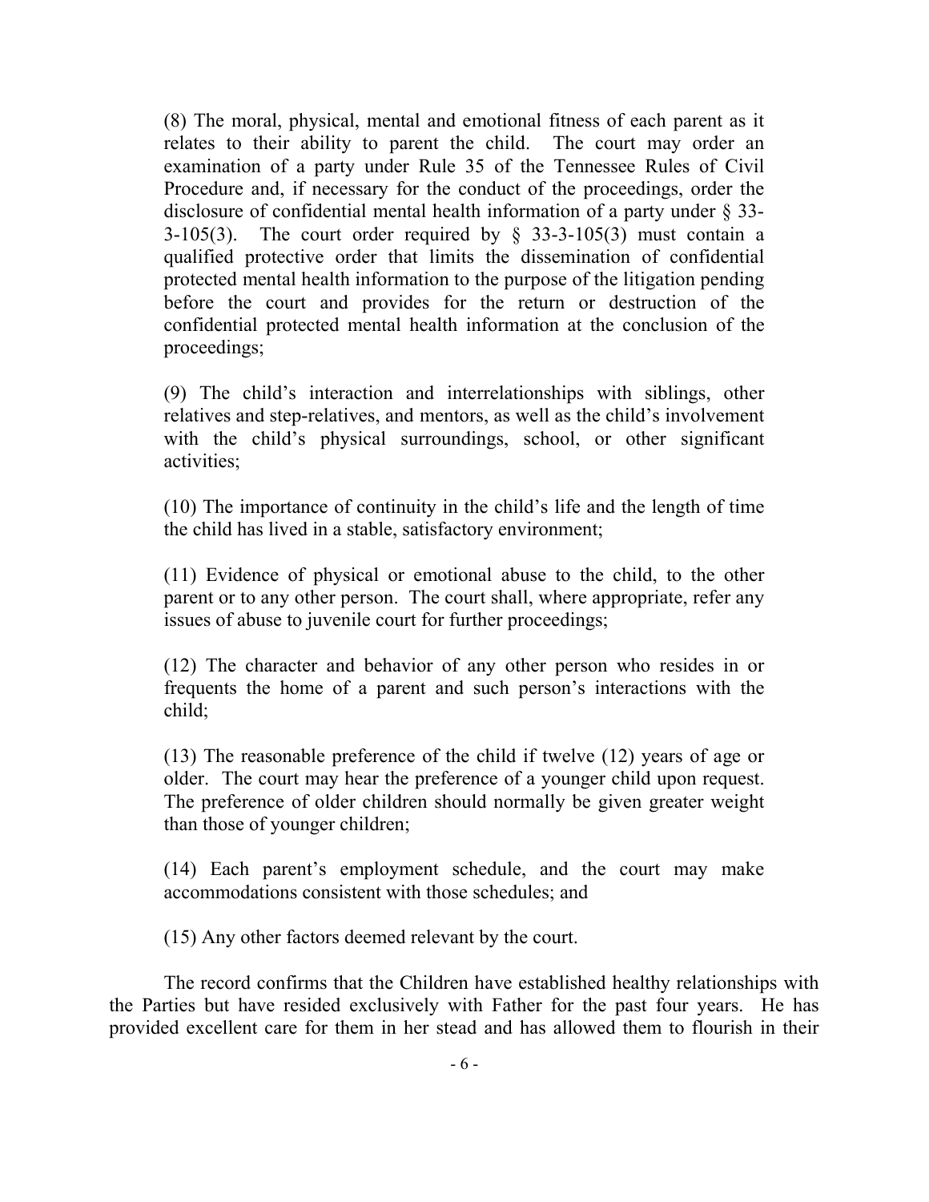(8) The moral, physical, mental and emotional fitness of each parent as it relates to their ability to parent the child. The court may order an examination of a party under Rule 35 of the Tennessee Rules of Civil Procedure and, if necessary for the conduct of the proceedings, order the disclosure of confidential mental health information of a party under § 33-3-105(3). The court order required by § 33-3-105(3) must contain a qualified protective order that limits the dissemination of confidential protected mental health information to the purpose of the litigation pending before the court and provides for the return or destruction of the confidential protected mental health information at the conclusion of the proceedings;

(9) The child's interaction and interrelationships with siblings, other relatives and step-relatives, and mentors, as well as the child's involvement with the child's physical surroundings, school, or other significant activities;

(10) The importance of continuity in the child's life and the length of time the child has lived in a stable, satisfactory environment;

(11) Evidence of physical or emotional abuse to the child, to the other parent or to any other person. The court shall, where appropriate, refer any issues of abuse to juvenile court for further proceedings;

(12) The character and behavior of any other person who resides in or frequents the home of a parent and such person's interactions with the child;

(13) The reasonable preference of the child if twelve (12) years of age or older. The court may hear the preference of a younger child upon request. The preference of older children should normally be given greater weight than those of younger children;

(14) Each parent's employment schedule, and the court may make accommodations consistent with those schedules; and

(15) Any other factors deemed relevant by the court.

The record confirms that the Children have established healthy relationships with the Parties but have resided exclusively with Father for the past four years. He has provided excellent care for them in her stead and has allowed them to flourish in their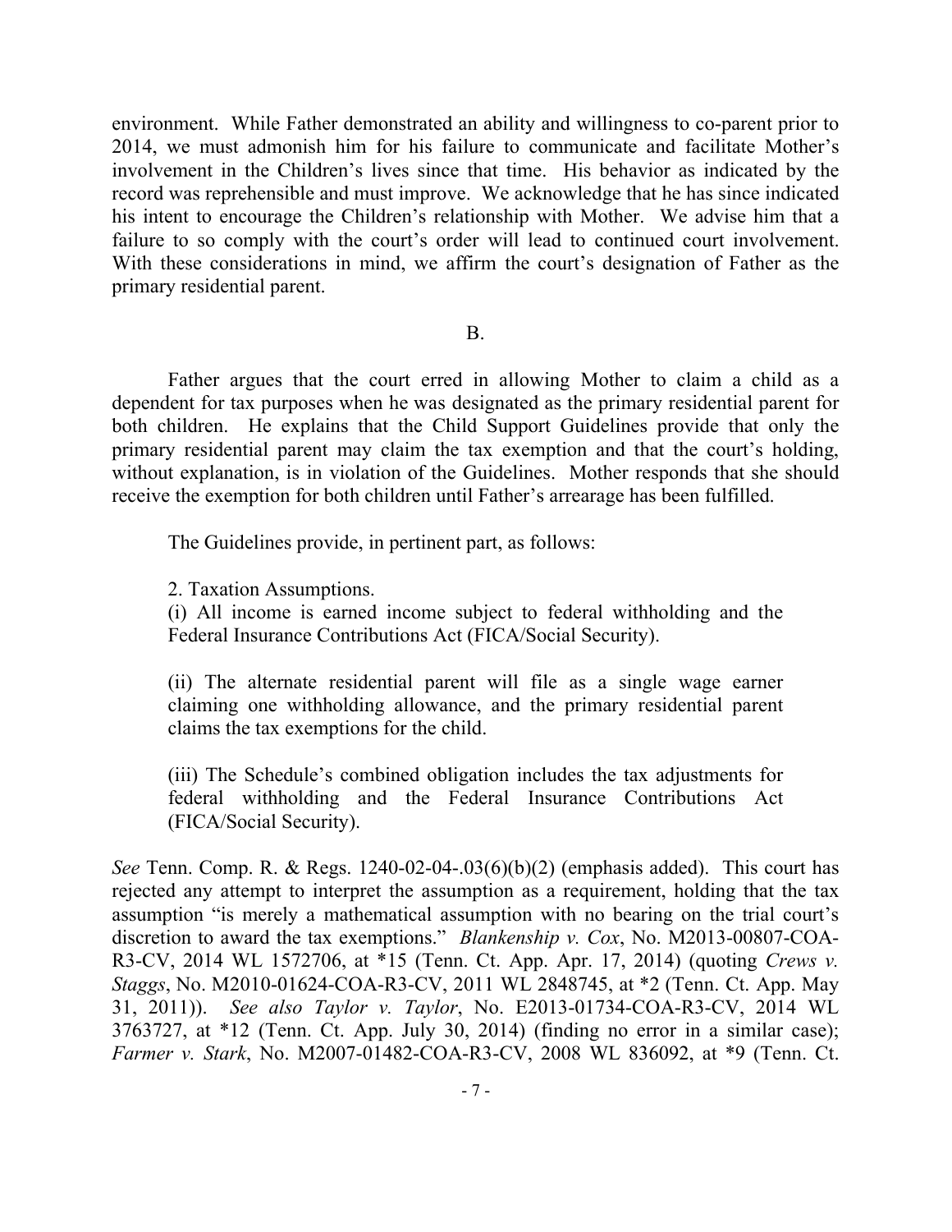environment. While Father demonstrated an ability and willingness to co-parent prior to 2014, we must admonish him for his failure to communicate and facilitate Mother's involvement in the Children's lives since that time. His behavior as indicated by the record was reprehensible and must improve. We acknowledge that he has since indicated his intent to encourage the Children's relationship with Mother. We advise him that a failure to so comply with the court's order will lead to continued court involvement. With these considerations in mind, we affirm the court's designation of Father as the primary residential parent.

B.

Father argues that the court erred in allowing Mother to claim a child as a dependent for tax purposes when he was designated as the primary residential parent for both children. He explains that the Child Support Guidelines provide that only the primary residential parent may claim the tax exemption and that the court's holding, without explanation, is in violation of the Guidelines. Mother responds that she should receive the exemption for both children until Father's arrearage has been fulfilled.

The Guidelines provide, in pertinent part, as follows:

> 2. Taxation Assumptions.
> (i) All income is earned income subject to federal withholding and the Federal Insurance Contributions Act (FICA/Social Security).
>
> (ii) The alternate residential parent will file as a single wage earner claiming one withholding allowance, and the primary residential parent claims the tax exemptions for the child.
>
> (iii) The Schedule's combined obligation includes the tax adjustments for federal withholding and the Federal Insurance Contributions Act (FICA/Social Security).

*See* Tenn. Comp. R. & Regs. 1240-02-04-.03(6)(b)(2) (emphasis added). This court has rejected any attempt to interpret the assumption as a requirement, holding that the tax assumption "is merely a mathematical assumption with no bearing on the trial court's discretion to award the tax exemptions." *Blankenship v. Cox*, No. M2013-00807-COA-R3-CV, 2014 WL 1572706, at *15 (Tenn. Ct. App. Apr. 17, 2014) (quoting *Crews v. Staggs*, No. M2010-01624-COA-R3-CV, 2011 WL 2848745, at *2 (Tenn. Ct. App. May 31, 2011)). *See also Taylor v. Taylor*, No. E2013-01734-COA-R3-CV, 2014 WL 3763727, at *12 (Tenn. Ct. App. July 30, 2014) (finding no error in a similar case); *Farmer v. Stark*, No. M2007-01482-COA-R3-CV, 2008 WL 836092, at *9 (Tenn. Ct.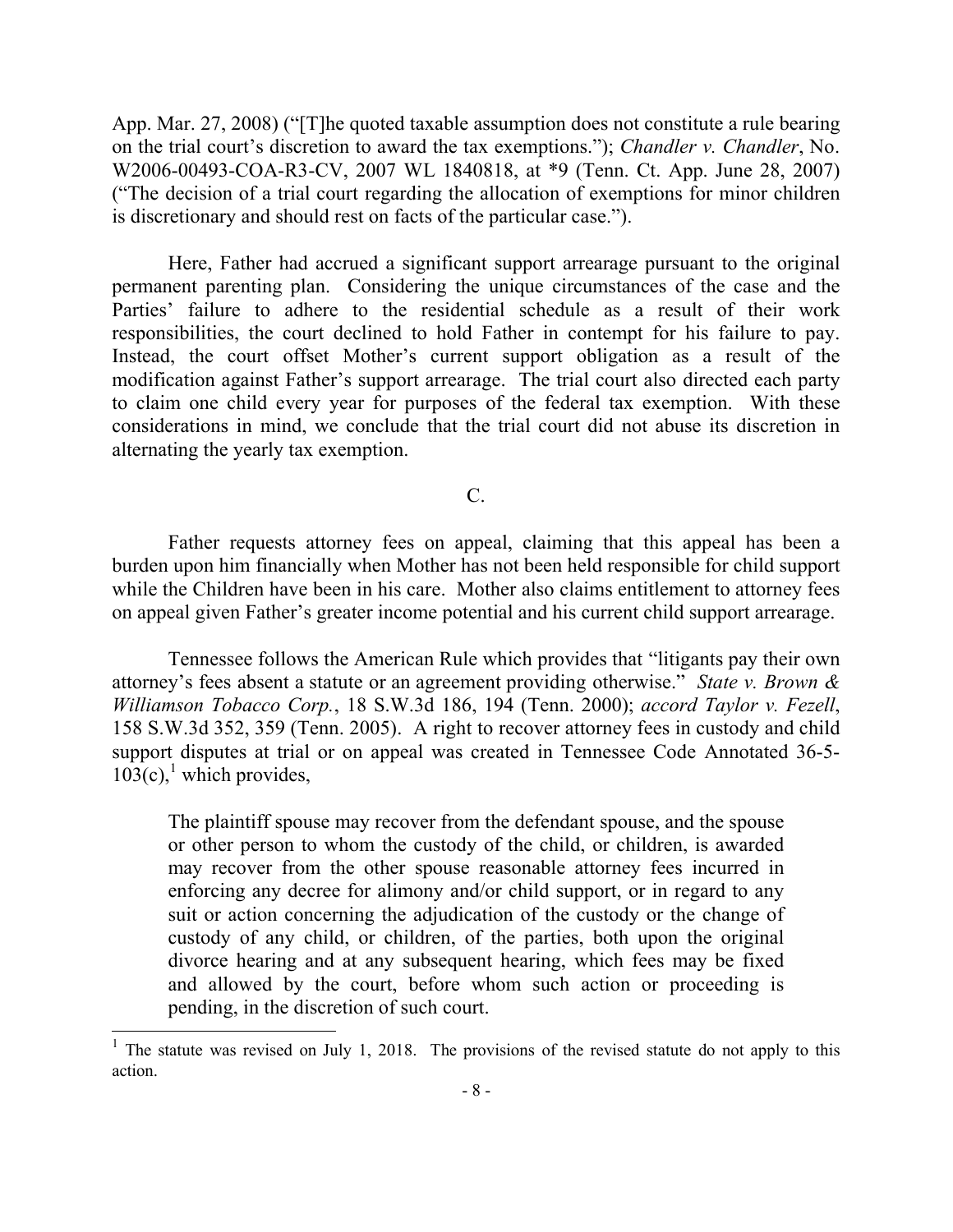App. Mar. 27, 2008) ("[T]he quoted taxable assumption does not constitute a rule bearing on the trial court's discretion to award the tax exemptions."); *Chandler v. Chandler*, No. W2006-00493-COA-R3-CV, 2007 WL 1840818, at *9 (Tenn. Ct. App. June 28, 2007) ("The decision of a trial court regarding the allocation of exemptions for minor children is discretionary and should rest on facts of the particular case.").

Here, Father had accrued a significant support arrearage pursuant to the original permanent parenting plan. Considering the unique circumstances of the case and the Parties' failure to adhere to the residential schedule as a result of their work responsibilities, the court declined to hold Father in contempt for his failure to pay. Instead, the court offset Mother's current support obligation as a result of the modification against Father's support arrearage. The trial court also directed each party to claim one child every year for purposes of the federal tax exemption. With these considerations in mind, we conclude that the trial court did not abuse its discretion in alternating the yearly tax exemption.

C.

Father requests attorney fees on appeal, claiming that this appeal has been a burden upon him financially when Mother has not been held responsible for child support while the Children have been in his care. Mother also claims entitlement to attorney fees on appeal given Father's greater income potential and his current child support arrearage.

Tennessee follows the American Rule which provides that "litigants pay their own attorney's fees absent a statute or an agreement providing otherwise." *State v. Brown & Williamson Tobacco Corp.*, 18 S.W.3d 186, 194 (Tenn. 2000); *accord Taylor v. Fezell*, 158 S.W.3d 352, 359 (Tenn. 2005). A right to recover attorney fees in custody and child support disputes at trial or on appeal was created in Tennessee Code Annotated 36-5-103(c),[1] which provides,

> The plaintiff spouse may recover from the defendant spouse, and the spouse or other person to whom the custody of the child, or children, is awarded may recover from the other spouse reasonable attorney fees incurred in enforcing any decree for alimony and/or child support, or in regard to any suit or action concerning the adjudication of the custody or the change of custody of any child, or children, of the parties, both upon the original divorce hearing and at any subsequent hearing, which fees may be fixed and allowed by the court, before whom such action or proceeding is pending, in the discretion of such court.

---

[1] The statute was revised on July 1, 2018. The provisions of the revised statute do not apply to this action.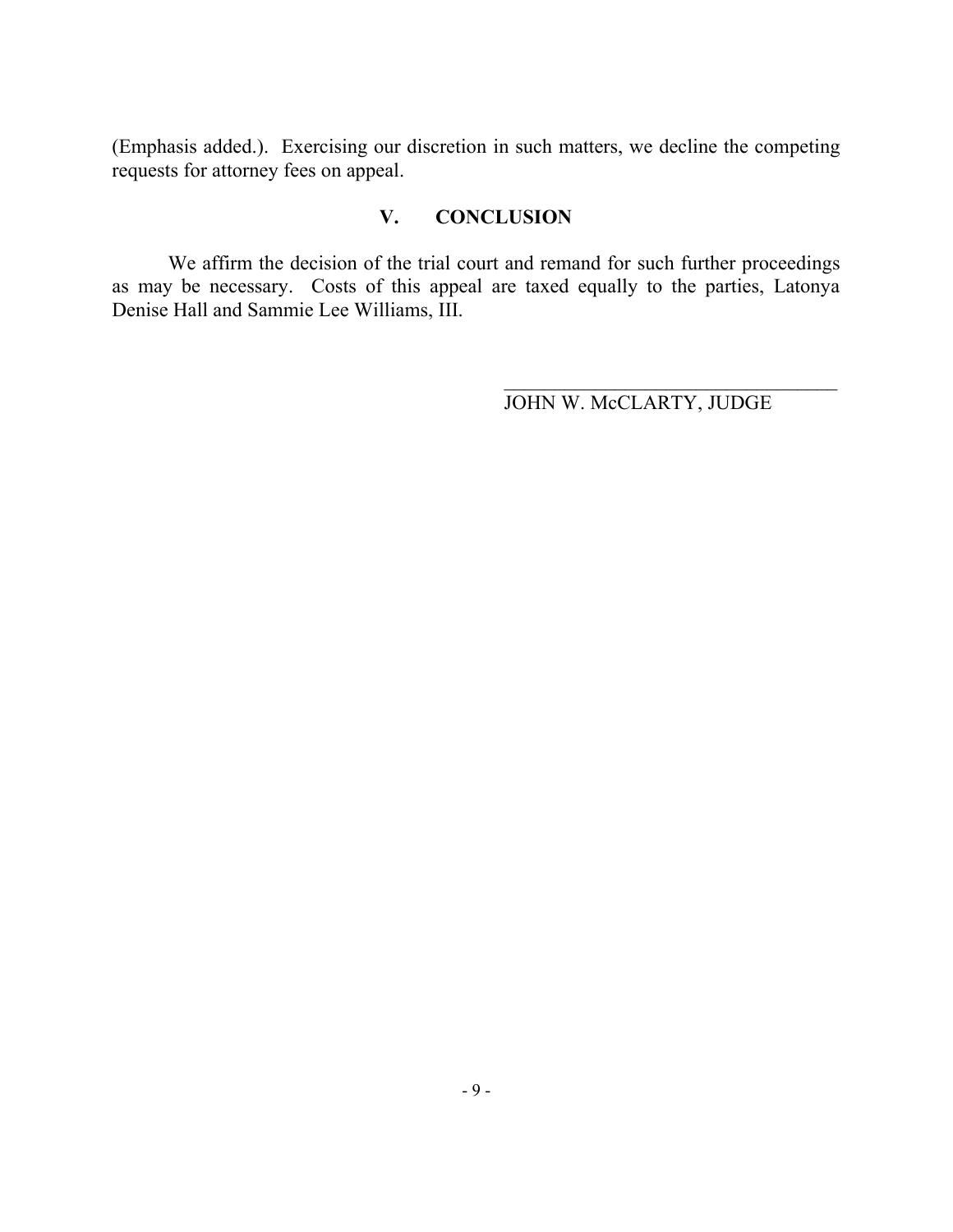(Emphasis added.). Exercising our discretion in such matters, we decline the competing requests for attorney fees on appeal.

## V. CONCLUSION

We affirm the decision of the trial court and remand for such further proceedings as may be necessary. Costs of this appeal are taxed equally to the parties, Latonya Denise Hall and Sammie Lee Williams, III.

\_\_\_\_\_\_\_\_\_\_\_\_\_\_\_\_\_\_\_\_\_\_\_\_\_\_\_\_\_\_\_\_\_\_

JOHN W. McCLARTY, JUDGE